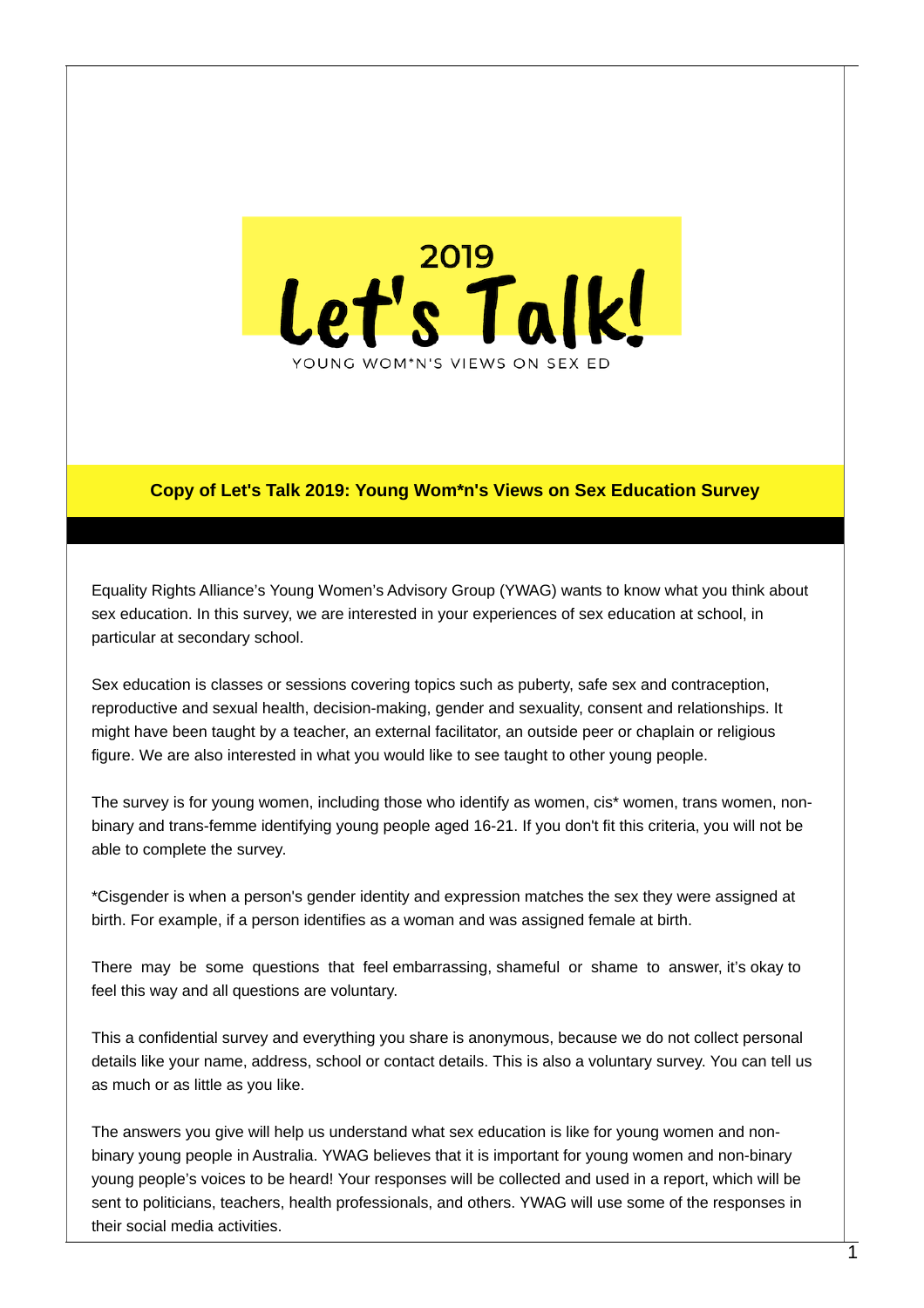# 2019 Let's Talk!

YOUNG WOM*N'S VIEWS ON SEX ED

## Copy of Let's Talk 2019: Young Wom*n's Views on Sex Education Survey

Equality Rights Alliance's Young Women's Advisory Group (YWAG) wants to know what you think about sex education. In this survey, we are interested in your experiences of sex education at school, in particular at secondary school.

Sex education is classes or sessions covering topics such as puberty, safe sex and contraception, reproductive and sexual health, decision-making, gender and sexuality, consent and relationships. It might have been taught by a teacher, an external facilitator, an outside peer or chaplain or religious figure. We are also interested in what you would like to see taught to other young people.

The survey is for young women, including those who identify as women, cis* women, trans women, non-binary and trans-femme identifying young people aged 16-21. If you don't fit this criteria, you will not be able to complete the survey.

*Cisgender is when a person's gender identity and expression matches the sex they were assigned at birth. For example, if a person identifies as a woman and was assigned female at birth.

There may be some questions that feel embarrassing, shameful or shame to answer, it's okay to feel this way and all questions are voluntary.

This a confidential survey and everything you share is anonymous, because we do not collect personal details like your name, address, school or contact details. This is also a voluntary survey. You can tell us as much or as little as you like.

The answers you give will help us understand what sex education is like for young women and non-binary young people in Australia. YWAG believes that it is important for young women and non-binary young people's voices to be heard! Your responses will be collected and used in a report, which will be sent to politicians, teachers, health professionals, and others. YWAG will use some of the responses in their social media activities.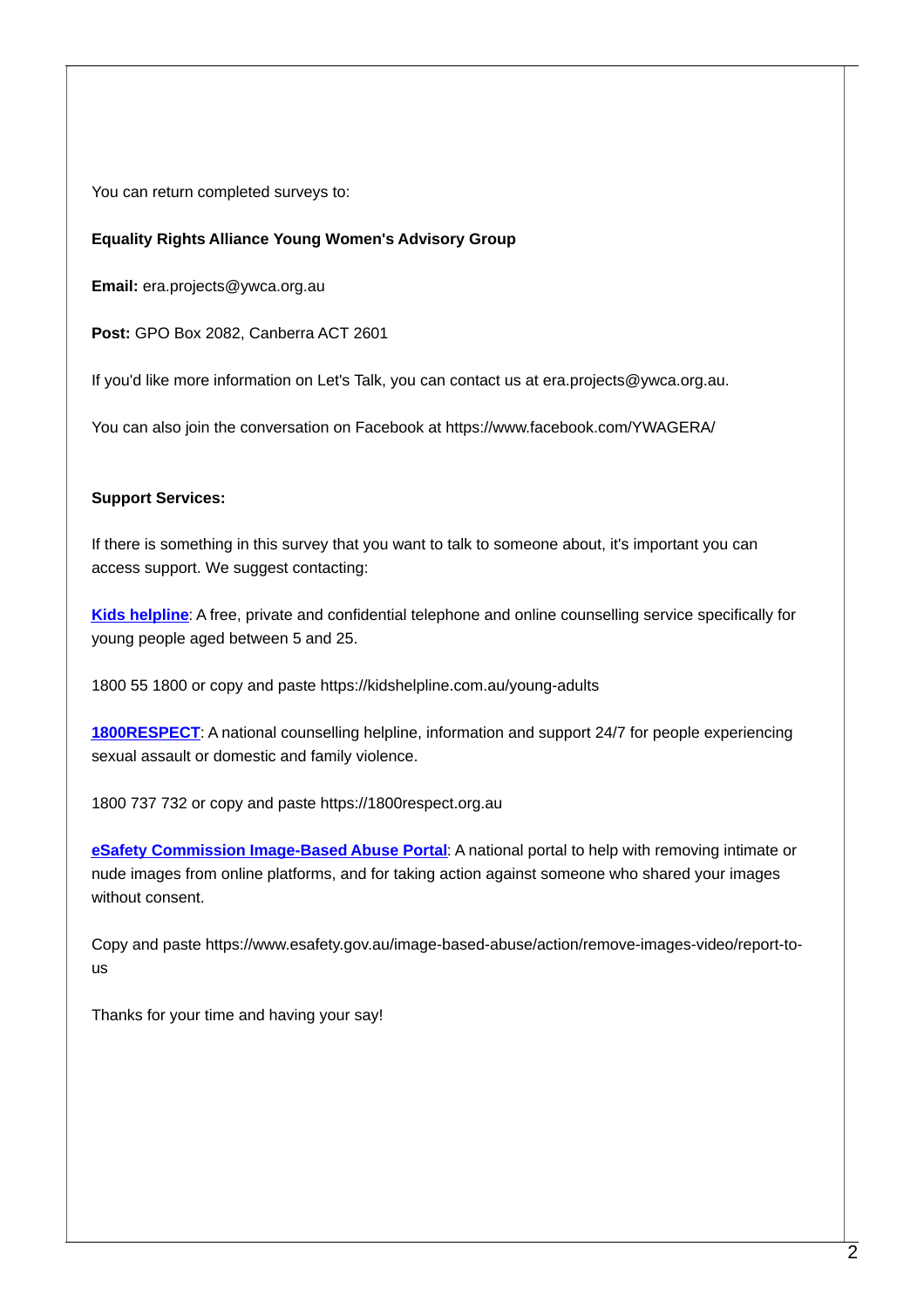You can return completed surveys to:

**Equality Rights Alliance Young Women's Advisory Group**

**Email:** era.projects@ywca.org.au

**Post:** GPO Box 2082, Canberra ACT 2601

If you'd like more information on Let's Talk, you can contact us at era.projects@ywca.org.au.

You can also join the conversation on Facebook at https://www.facebook.com/YWAGERA/

**Support Services:**

If there is something in this survey that you want to talk to someone about, it's important you can access support. We suggest contacting:

**Kids helpline**: A free, private and confidential telephone and online counselling service specifically for young people aged between 5 and 25.

1800 55 1800 or copy and paste https://kidshelpline.com.au/young-adults

**1800RESPECT**: A national counselling helpline, information and support 24/7 for people experiencing sexual assault or domestic and family violence.

1800 737 732 or copy and paste https://1800respect.org.au

**eSafety Commission Image-Based Abuse Portal**: A national portal to help with removing intimate or nude images from online platforms, and for taking action against someone who shared your images without consent.

Copy and paste https://www.esafety.gov.au/image-based-abuse/action/remove-images-video/report-to-us

Thanks for your time and having your say!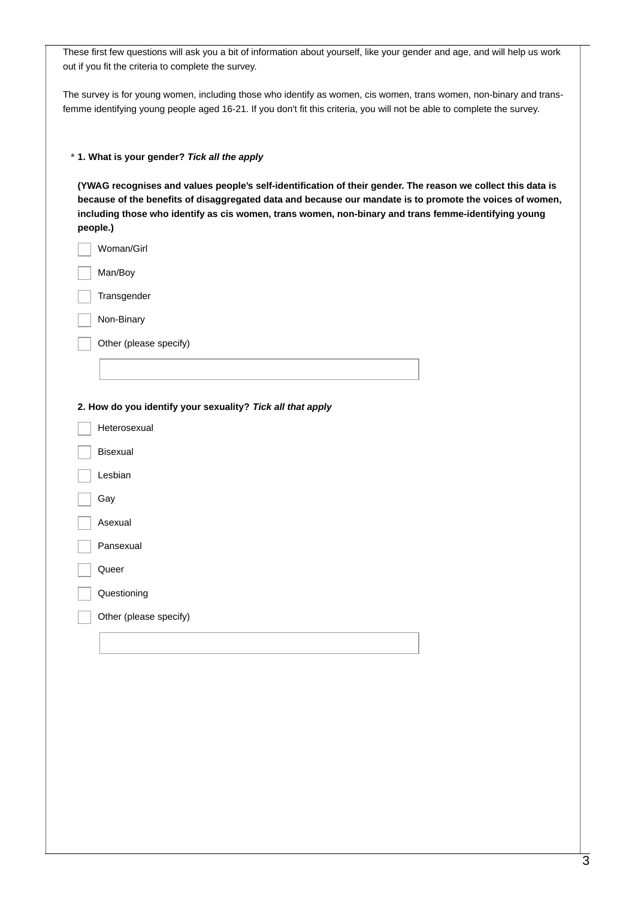These first few questions will ask you a bit of information about yourself, like your gender and age, and will help us work out if you fit the criteria to complete the survey.

The survey is for young women, including those who identify as women, cis women, trans women, non-binary and trans-femme identifying young people aged 16-21. If you don't fit this criteria, you will not be able to complete the survey.

**\* 1. What is your gender?** ***Tick all the apply***

**(YWAG recognises and values people's self-identification of their gender. The reason we collect this data is because of the benefits of disaggregated data and because our mandate is to promote the voices of women, including those who identify as cis women, trans women, non-binary and trans femme-identifying young people.)**

- [ ] Woman/Girl
- [ ] Man/Boy
- [ ] Transgender
- [ ] Non-Binary
- [ ] Other (please specify)

______________________

**2. How do you identify your sexuality?** ***Tick all that apply***

- [ ] Heterosexual
- [ ] Bisexual
- [ ] Lesbian
- [ ] Gay
- [ ] Asexual
- [ ] Pansexual
- [ ] Queer
- [ ] Questioning
- [ ] Other (please specify)

______________________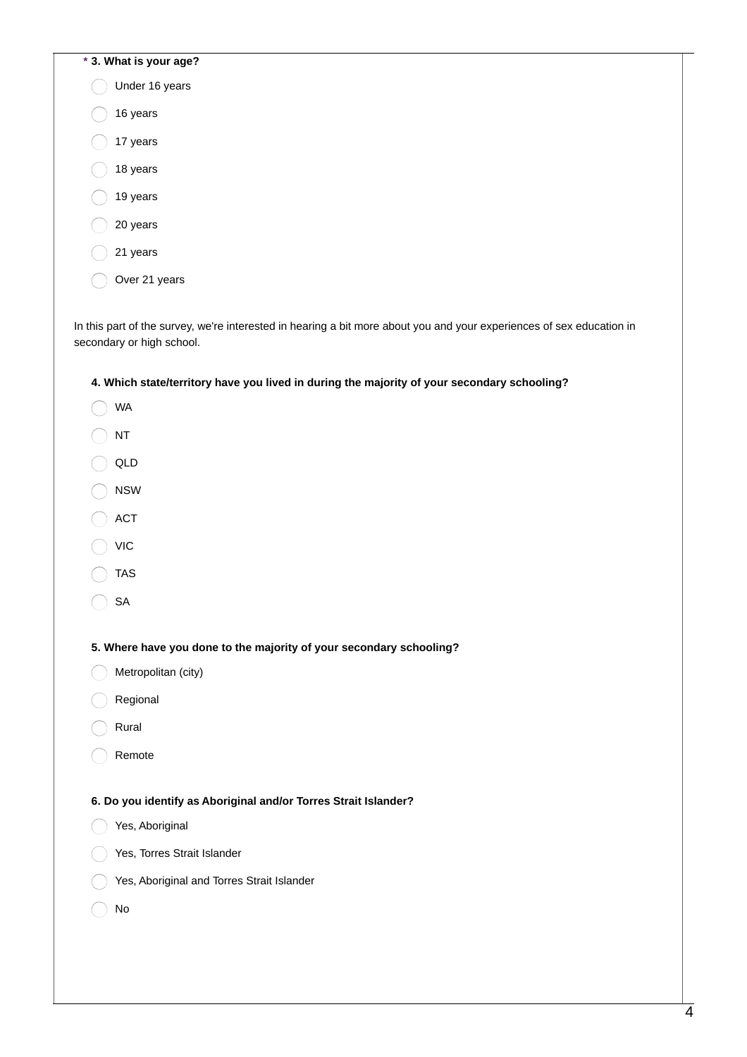**\* 3. What is your age?**

- Under 16 years
- 16 years
- 17 years
- 18 years
- 19 years
- 20 years
- 21 years
- Over 21 years

In this part of the survey, we're interested in hearing a bit more about you and your experiences of sex education in secondary or high school.

**4. Which state/territory have you lived in during the majority of your secondary schooling?**

- WA
- NT
- QLD
- NSW
- ACT
- VIC
- TAS
- SA

**5. Where have you done to the majority of your secondary schooling?**

- Metropolitan (city)
- Regional
- Rural
- Remote

**6. Do you identify as Aboriginal and/or Torres Strait Islander?**

- Yes, Aboriginal
- Yes, Torres Strait Islander
- Yes, Aboriginal and Torres Strait Islander
- No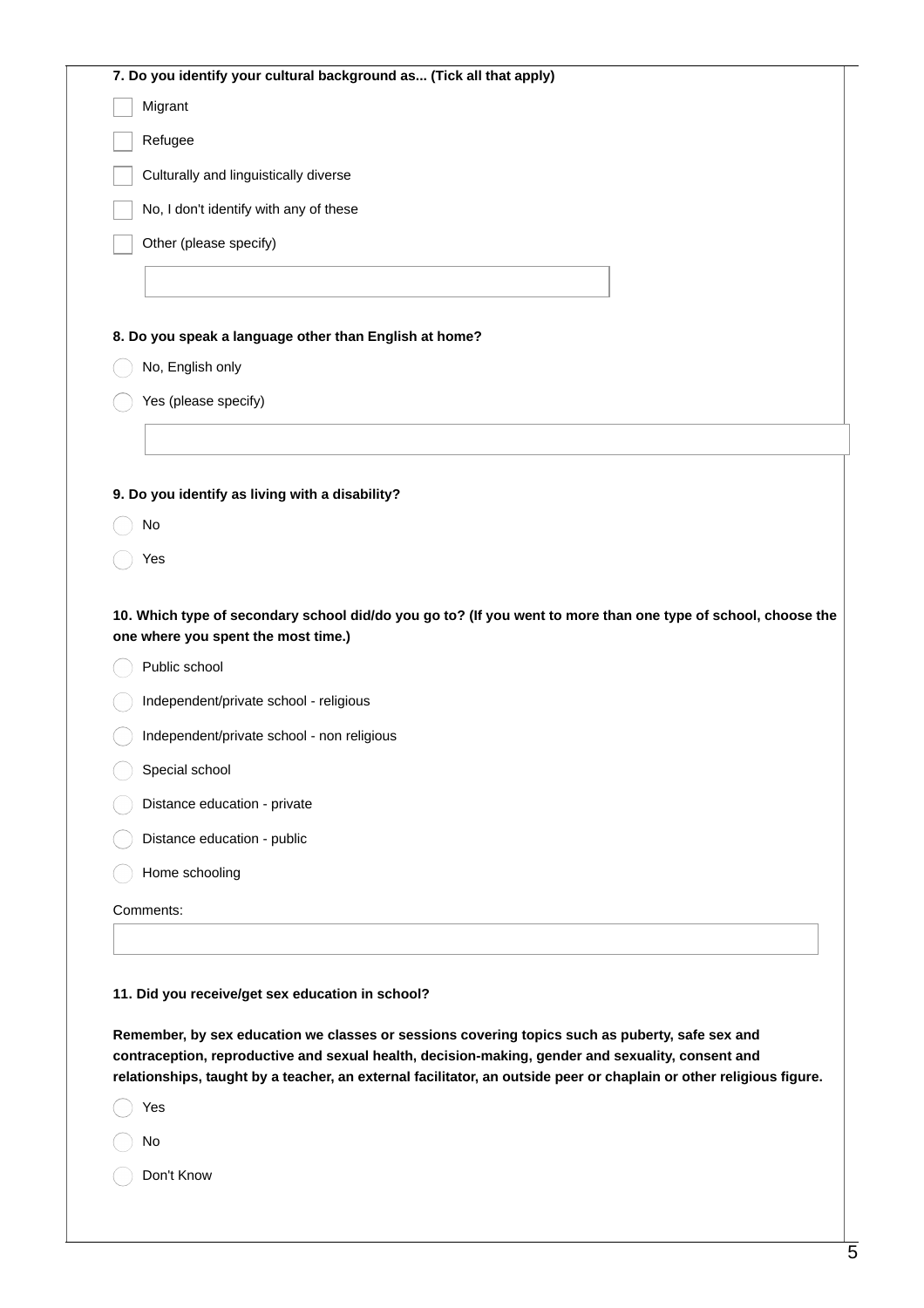**7. Do you identify your cultural background as... (Tick all that apply)**

- [ ] Migrant
- [ ] Refugee
- [ ] Culturally and linguistically diverse
- [ ] No, I don't identify with any of these
- [ ] Other (please specify)

**8. Do you speak a language other than English at home?**

- ( ) No, English only
- ( ) Yes (please specify)

**9. Do you identify as living with a disability?**

- ( ) No
- ( ) Yes

**10. Which type of secondary school did/do you go to? (If you went to more than one type of school, choose the one where you spent the most time.)**

- ( ) Public school
- ( ) Independent/private school - religious
- ( ) Independent/private school - non religious
- ( ) Special school
- ( ) Distance education - private
- ( ) Distance education - public
- ( ) Home schooling

Comments:

**11. Did you receive/get sex education in school?**

**Remember, by sex education we classes or sessions covering topics such as puberty, safe sex and contraception, reproductive and sexual health, decision-making, gender and sexuality, consent and relationships, taught by a teacher, an external facilitator, an outside peer or chaplain or other religious figure.**

- ( ) Yes
- ( ) No
- ( ) Don't Know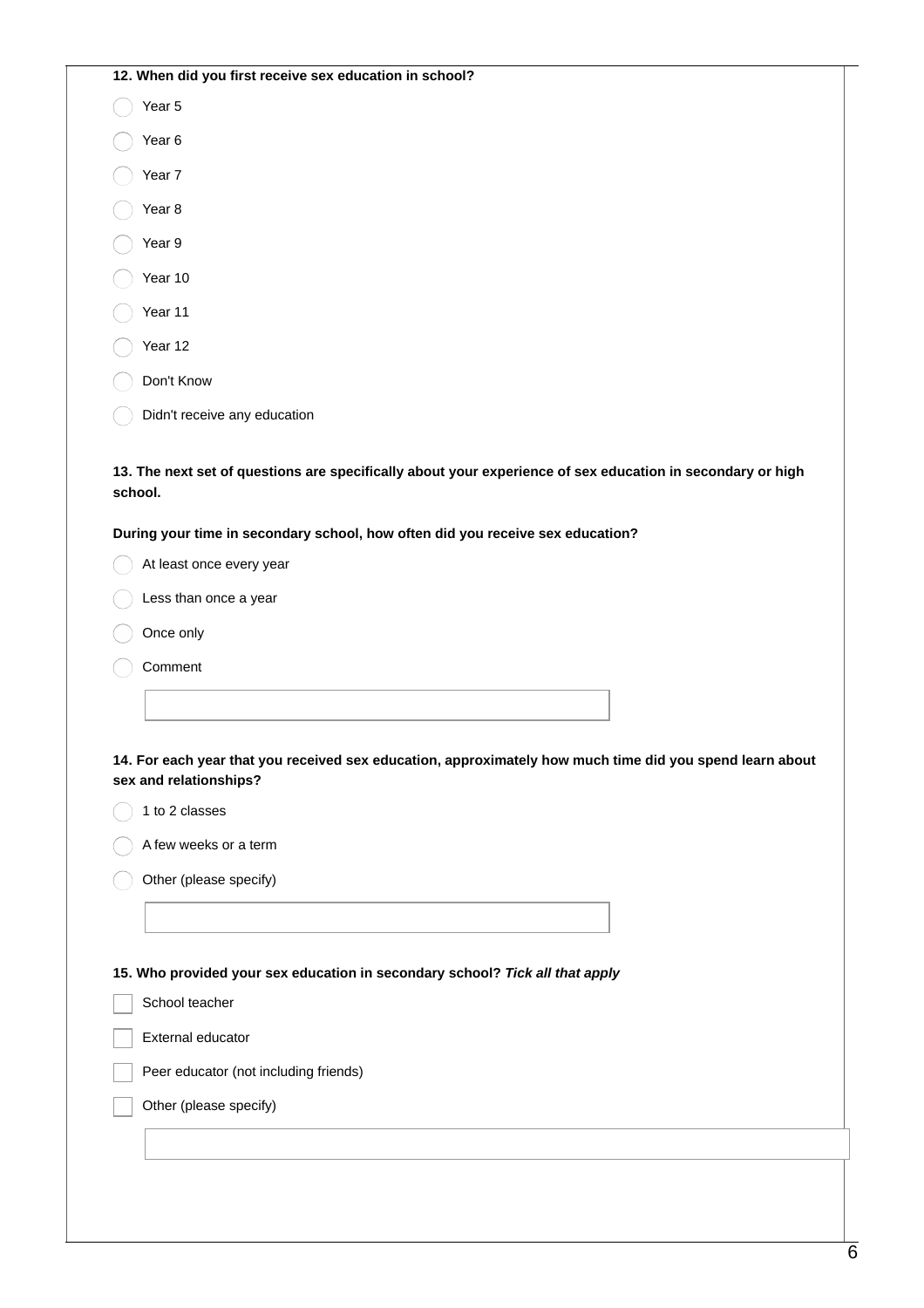**12. When did you first receive sex education in school?**

- ◯ Year 5
- ◯ Year 6
- ◯ Year 7
- ◯ Year 8
- ◯ Year 9
- ◯ Year 10
- ◯ Year 11
- ◯ Year 12
- ◯ Don't Know
- ◯ Didn't receive any education

**13. The next set of questions are specifically about your experience of sex education in secondary or high school.**

**During your time in secondary school, how often did you receive sex education?**

- ◯ At least once every year
- ◯ Less than once a year
- ◯ Once only
- ◯ Comment

\_\_\_\_\_\_\_\_\_\_\_\_\_\_\_\_\_\_\_\_\_\_\_\_\_\_\_\_\_\_\_\_\_\_\_\_\_\_\_\_

**14. For each year that you received sex education, approximately how much time did you spend learn about sex and relationships?**

- ◯ 1 to 2 classes
- ◯ A few weeks or a term
- ◯ Other (please specify)

\_\_\_\_\_\_\_\_\_\_\_\_\_\_\_\_\_\_\_\_\_\_\_\_\_\_\_\_\_\_\_\_\_\_\_\_\_\_\_\_

**15. Who provided your sex education in secondary school? *Tick all that apply***

- ☐ School teacher
- ☐ External educator
- ☐ Peer educator (not including friends)
- ☐ Other (please specify)

\_\_\_\_\_\_\_\_\_\_\_\_\_\_\_\_\_\_\_\_\_\_\_\_\_\_\_\_\_\_\_\_\_\_\_\_\_\_\_\_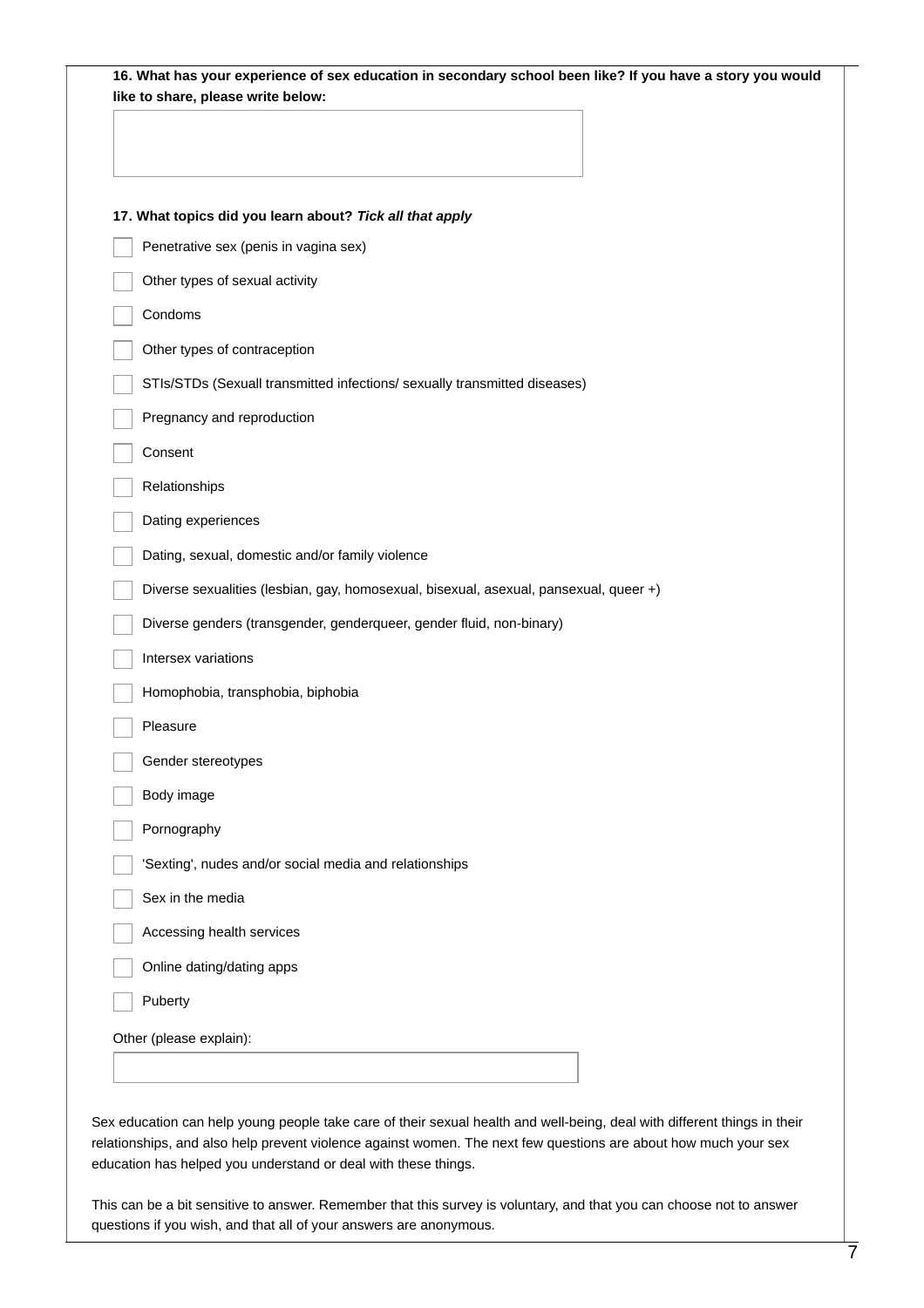**16. What has your experience of sex education in secondary school been like? If you have a story you would like to share, please write below:**

**17. What topics did you learn about?** ***Tick all that apply***

- [ ] Penetrative sex (penis in vagina sex)
- [ ] Other types of sexual activity
- [ ] Condoms
- [ ] Other types of contraception
- [ ] STIs/STDs (Sexuall transmitted infections/ sexually transmitted diseases)
- [ ] Pregnancy and reproduction
- [ ] Consent
- [ ] Relationships
- [ ] Dating experiences
- [ ] Dating, sexual, domestic and/or family violence
- [ ] Diverse sexualities (lesbian, gay, homosexual, bisexual, asexual, pansexual, queer +)
- [ ] Diverse genders (transgender, genderqueer, gender fluid, non-binary)
- [ ] Intersex variations
- [ ] Homophobia, transphobia, biphobia
- [ ] Pleasure
- [ ] Gender stereotypes
- [ ] Body image
- [ ] Pornography
- [ ] 'Sexting', nudes and/or social media and relationships
- [ ] Sex in the media
- [ ] Accessing health services
- [ ] Online dating/dating apps
- [ ] Puberty

Other (please explain):

Sex education can help young people take care of their sexual health and well-being, deal with different things in their relationships, and also help prevent violence against women. The next few questions are about how much your sex education has helped you understand or deal with these things.

This can be a bit sensitive to answer. Remember that this survey is voluntary, and that you can choose not to answer questions if you wish, and that all of your answers are anonymous.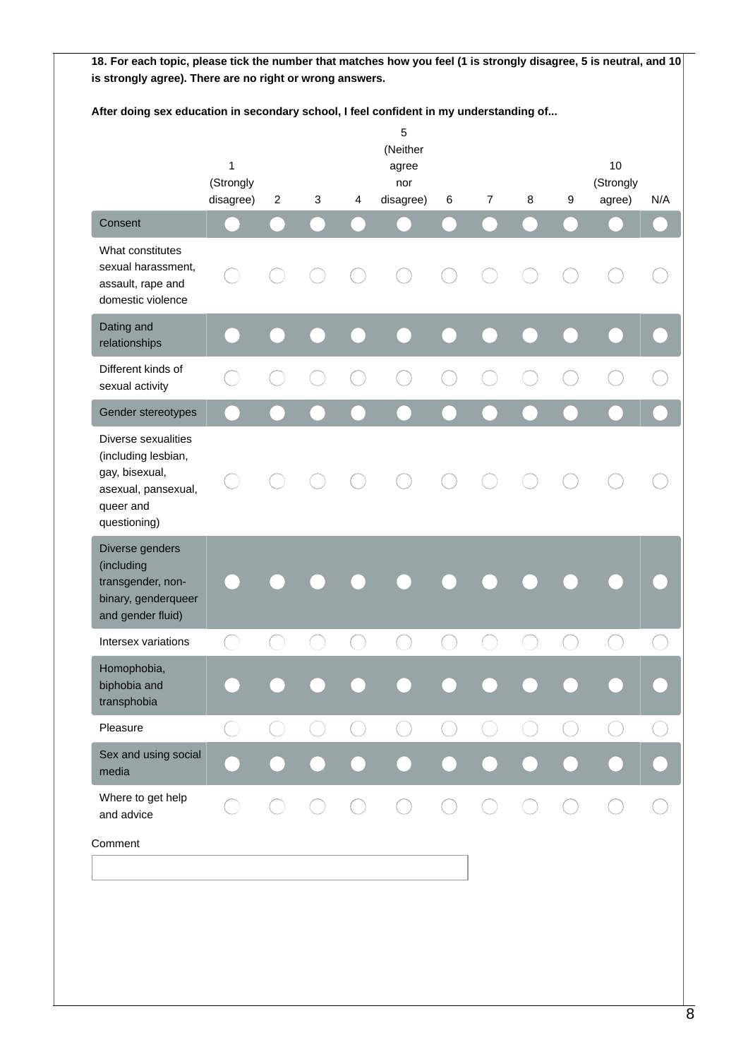**18. For each topic, please tick the number that matches how you feel (1 is strongly disagree, 5 is neutral, and 10 is strongly agree). There are no right or wrong answers.**

**After doing sex education in secondary school, I feel confident in my understanding of...**

| | 1 (Strongly disagree) | 2 | 3 | 4 | 5 (Neither agree nor disagree) | 6 | 7 | 8 | 9 | 10 (Strongly agree) | N/A |
|---|---|---|---|---|---|---|---|---|---|---|---|
| Consent | ○ | ○ | ○ | ○ | ○ | ○ | ○ | ○ | ○ | ○ | ○ |
| What constitutes sexual harassment, assault, rape and domestic violence | ○ | ○ | ○ | ○ | ○ | ○ | ○ | ○ | ○ | ○ | ○ |
| Dating and relationships | ○ | ○ | ○ | ○ | ○ | ○ | ○ | ○ | ○ | ○ | ○ |
| Different kinds of sexual activity | ○ | ○ | ○ | ○ | ○ | ○ | ○ | ○ | ○ | ○ | ○ |
| Gender stereotypes | ○ | ○ | ○ | ○ | ○ | ○ | ○ | ○ | ○ | ○ | ○ |
| Diverse sexualities (including lesbian, gay, bisexual, asexual, pansexual, queer and questioning) | ○ | ○ | ○ | ○ | ○ | ○ | ○ | ○ | ○ | ○ | ○ |
| Diverse genders (including transgender, non-binary, genderqueer and gender fluid) | ○ | ○ | ○ | ○ | ○ | ○ | ○ | ○ | ○ | ○ | ○ |
| Intersex variations | ○ | ○ | ○ | ○ | ○ | ○ | ○ | ○ | ○ | ○ | ○ |
| Homophobia, biphobia and transphobia | ○ | ○ | ○ | ○ | ○ | ○ | ○ | ○ | ○ | ○ | ○ |
| Pleasure | ○ | ○ | ○ | ○ | ○ | ○ | ○ | ○ | ○ | ○ | ○ |
| Sex and using social media | ○ | ○ | ○ | ○ | ○ | ○ | ○ | ○ | ○ | ○ | ○ |
| Where to get help and advice | ○ | ○ | ○ | ○ | ○ | ○ | ○ | ○ | ○ | ○ | ○ |

Comment

\_\_\_\_\_\_\_\_\_\_\_\_\_\_\_\_\_\_\_\_\_\_\_\_\_\_\_\_\_\_\_\_\_\_\_\_\_\_\_\_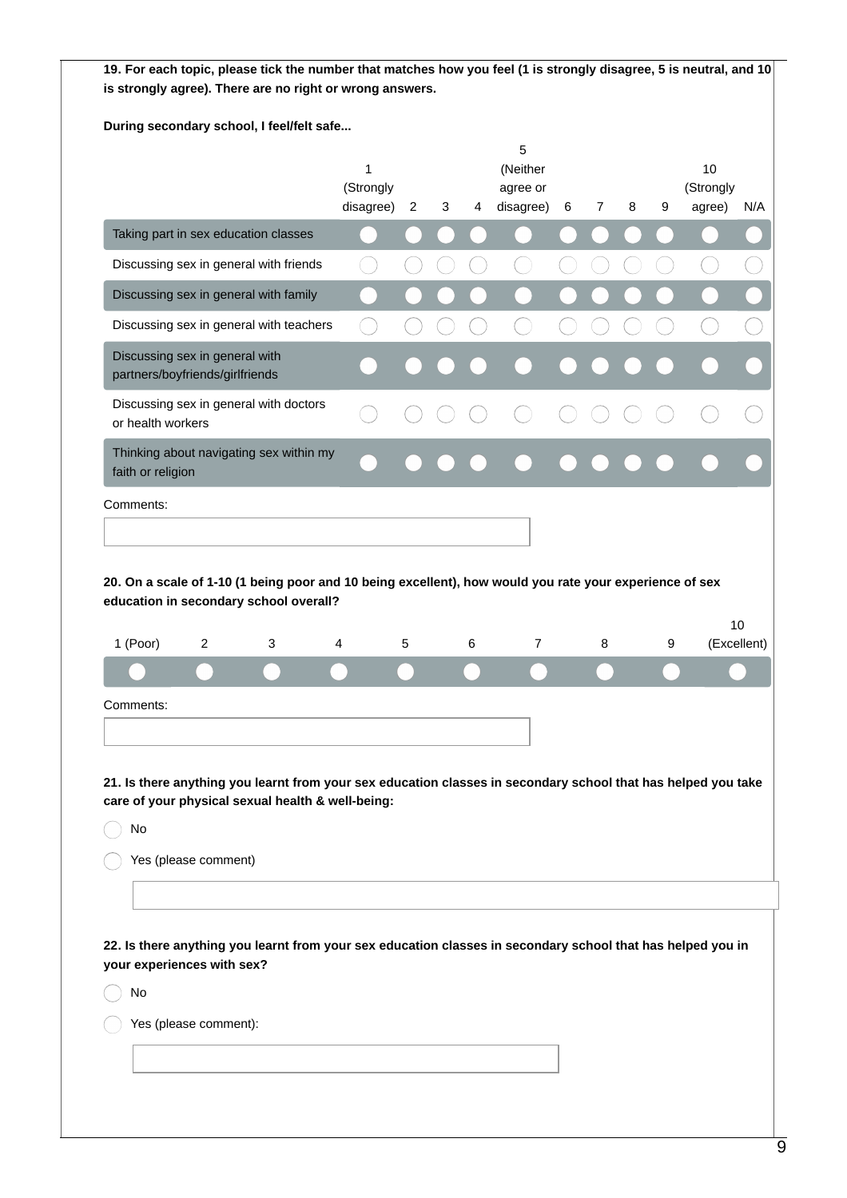**19. For each topic, please tick the number that matches how you feel (1 is strongly disagree, 5 is neutral, and 10 is strongly agree). There are no right or wrong answers.**

**During secondary school, I feel/felt safe...**

| | 1 (Strongly disagree) | 2 | 3 | 4 | 5 (Neither agree or disagree) | 6 | 7 | 8 | 9 | 10 (Strongly agree) | N/A |
|---|---|---|---|---|---|---|---|---|---|---|---|
| Taking part in sex education classes | ○ | ○ | ○ | ○ | ○ | ○ | ○ | ○ | ○ | ○ | ○ |
| Discussing sex in general with friends | ○ | ○ | ○ | ○ | ○ | ○ | ○ | ○ | ○ | ○ | ○ |
| Discussing sex in general with family | ○ | ○ | ○ | ○ | ○ | ○ | ○ | ○ | ○ | ○ | ○ |
| Discussing sex in general with teachers | ○ | ○ | ○ | ○ | ○ | ○ | ○ | ○ | ○ | ○ | ○ |
| Discussing sex in general with partners/boyfriends/girlfriends | ○ | ○ | ○ | ○ | ○ | ○ | ○ | ○ | ○ | ○ | ○ |
| Discussing sex in general with doctors or health workers | ○ | ○ | ○ | ○ | ○ | ○ | ○ | ○ | ○ | ○ | ○ |
| Thinking about navigating sex within my faith or religion | ○ | ○ | ○ | ○ | ○ | ○ | ○ | ○ | ○ | ○ | ○ |

Comments:

______________________________

**20. On a scale of 1-10 (1 being poor and 10 being excellent), how would you rate your experience of sex education in secondary school overall?**

| 1 (Poor) | 2 | 3 | 4 | 5 | 6 | 7 | 8 | 9 | 10 (Excellent) |
|---|---|---|---|---|---|---|---|---|---|
| ○ | ○ | ○ | ○ | ○ | ○ | ○ | ○ | ○ | ○ |

Comments:

______________________________

**21. Is there anything you learnt from your sex education classes in secondary school that has helped you take care of your physical sexual health & well-being:**

- ○ No
- ○ Yes (please comment)

______________________________

**22. Is there anything you learnt from your sex education classes in secondary school that has helped you in your experiences with sex?**

- ○ No
- ○ Yes (please comment):

______________________________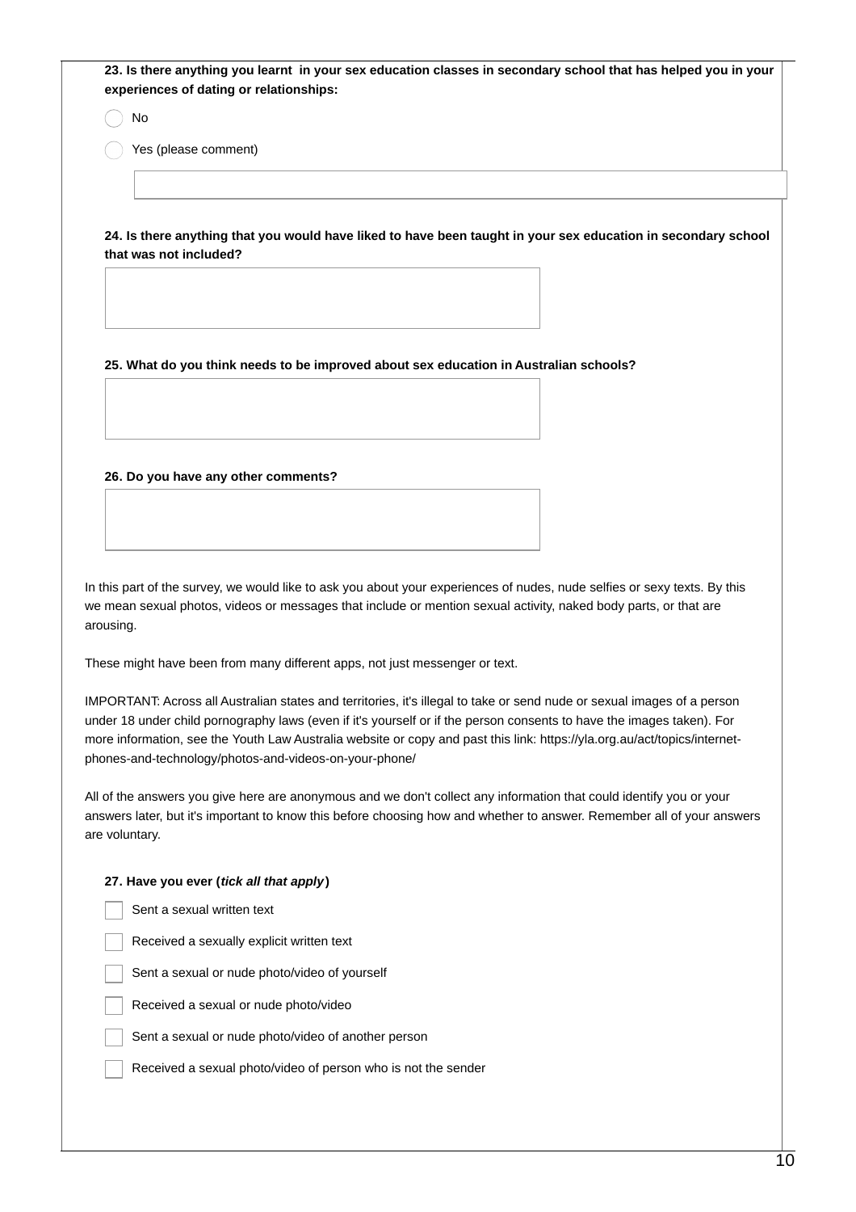**23. Is there anything you learnt in your sex education classes in secondary school that has helped you in your experiences of dating or relationships:**

- ◯ No
- ◯ Yes (please comment)

**24. Is there anything that you would have liked to have been taught in your sex education in secondary school that was not included?**

**25. What do you think needs to be improved about sex education in Australian schools?**

**26. Do you have any other comments?**

In this part of the survey, we would like to ask you about your experiences of nudes, nude selfies or sexy texts. By this we mean sexual photos, videos or messages that include or mention sexual activity, naked body parts, or that are arousing.

These might have been from many different apps, not just messenger or text.

IMPORTANT: Across all Australian states and territories, it's illegal to take or send nude or sexual images of a person under 18 under child pornography laws (even if it's yourself or if the person consents to have the images taken). For more information, see the Youth Law Australia website or copy and past this link: https://yla.org.au/act/topics/internet-phones-and-technology/photos-and-videos-on-your-phone/

All of the answers you give here are anonymous and we don't collect any information that could identify you or your answers later, but it's important to know this before choosing how and whether to answer. Remember all of your answers are voluntary.

**27. Have you ever (*tick all that apply*)**

- ☐ Sent a sexual written text
- ☐ Received a sexually explicit written text
- ☐ Sent a sexual or nude photo/video of yourself
- ☐ Received a sexual or nude photo/video
- ☐ Sent a sexual or nude photo/video of another person
- ☐ Received a sexual photo/video of person who is not the sender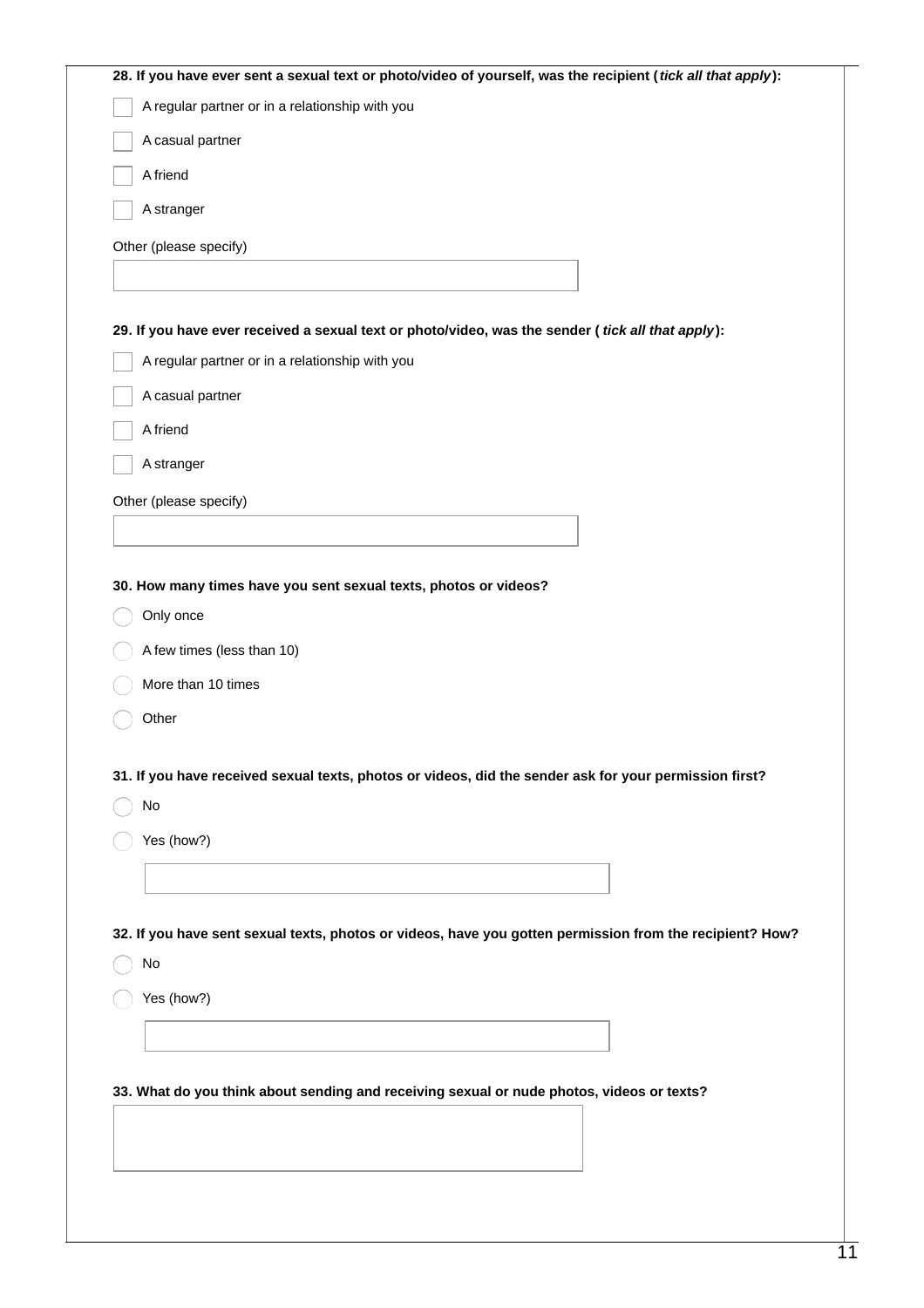**28. If you have ever sent a sexual text or photo/video of yourself, was the recipient (*tick all that apply*):**

- ☐ A regular partner or in a relationship with you
- ☐ A casual partner
- ☐ A friend
- ☐ A stranger

Other (please specify)

**29. If you have ever received a sexual text or photo/video, was the sender ( *tick all that apply*):**

- ☐ A regular partner or in a relationship with you
- ☐ A casual partner
- ☐ A friend
- ☐ A stranger

Other (please specify)

**30. How many times have you sent sexual texts, photos or videos?**

- ◯ Only once
- ◯ A few times (less than 10)
- ◯ More than 10 times
- ◯ Other

**31. If you have received sexual texts, photos or videos, did the sender ask for your permission first?**

- ◯ No
- ◯ Yes (how?)

**32. If you have sent sexual texts, photos or videos, have you gotten permission from the recipient? How?**

- ◯ No
- ◯ Yes (how?)

**33. What do you think about sending and receiving sexual or nude photos, videos or texts?**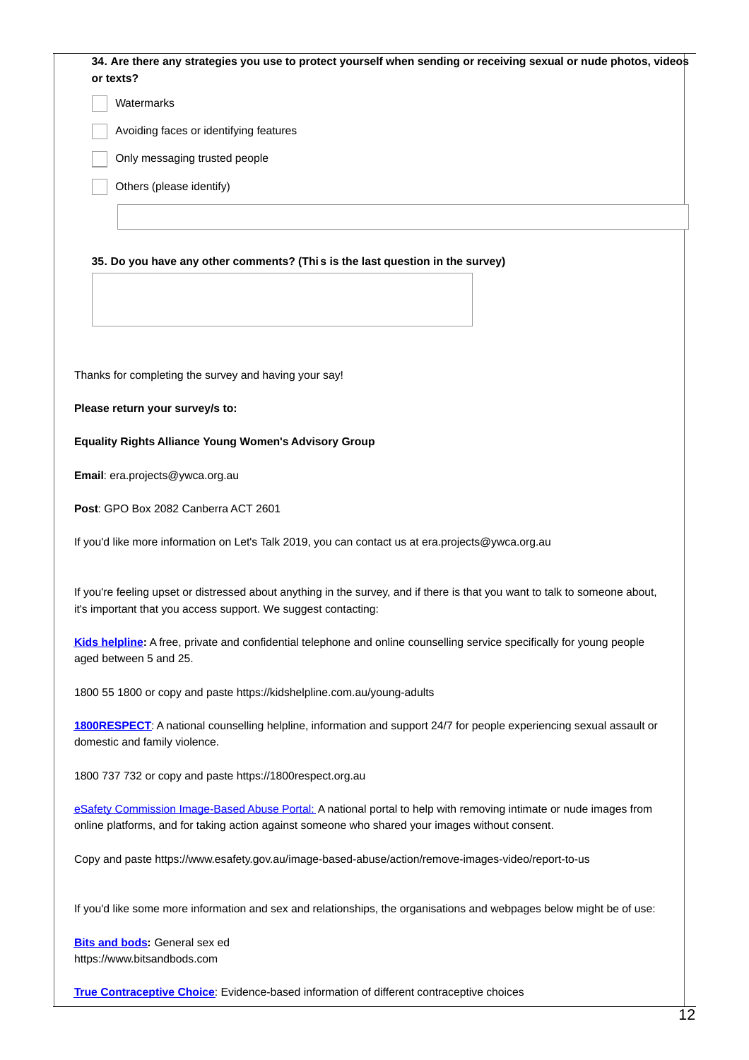**34. Are there any strategies you use to protect yourself when sending or receiving sexual or nude photos, videos or texts?**

- [ ] Watermarks
- [ ] Avoiding faces or identifying features
- [ ] Only messaging trusted people
- [ ] Others (please identify)

**35. Do you have any other comments? (This is the last question in the survey)**

Thanks for completing the survey and having your say!

**Please return your survey/s to:**

**Equality Rights Alliance Young Women's Advisory Group**

**Email**: era.projects@ywca.org.au

**Post**: GPO Box 2082 Canberra ACT 2601

If you'd like more information on Let's Talk 2019, you can contact us at era.projects@ywca.org.au

If you're feeling upset or distressed about anything in the survey, and if there is that you want to talk to someone about, it's important that you access support. We suggest contacting:

**Kids helpline:** A free, private and confidential telephone and online counselling service specifically for young people aged between 5 and 25.

1800 55 1800 or copy and paste https://kidshelpline.com.au/young-adults

**1800RESPECT**: A national counselling helpline, information and support 24/7 for people experiencing sexual assault or domestic and family violence.

1800 737 732 or copy and paste https://1800respect.org.au

eSafety Commission Image-Based Abuse Portal: A national portal to help with removing intimate or nude images from online platforms, and for taking action against someone who shared your images without consent.

Copy and paste https://www.esafety.gov.au/image-based-abuse/action/remove-images-video/report-to-us

If you'd like some more information and sex and relationships, the organisations and webpages below might be of use:

**Bits and bods:** General sex ed
https://www.bitsandbods.com

**True Contraceptive Choice**: Evidence-based information of different contraceptive choices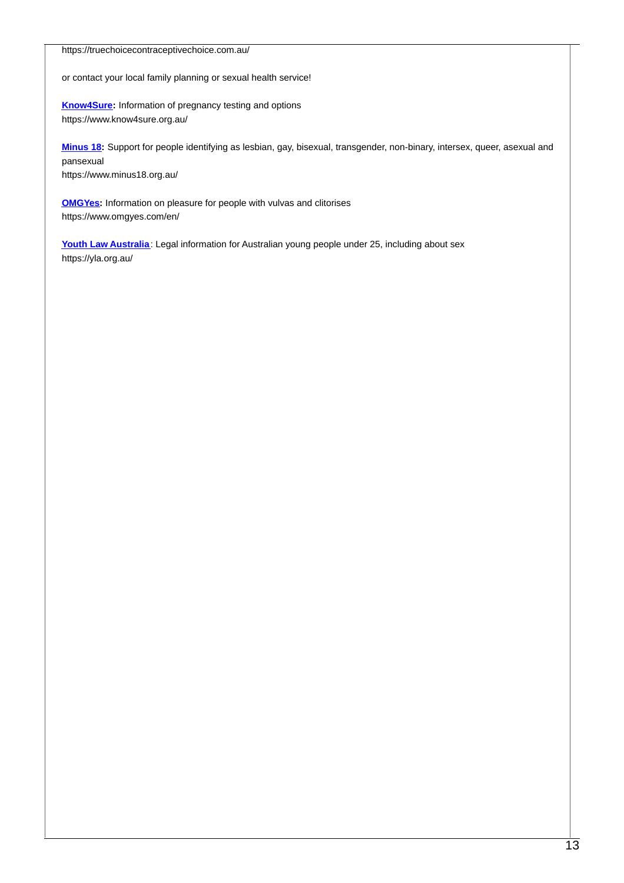https://truechoicecontraceptivechoice.com.au/

or contact your local family planning or sexual health service!

**Know4Sure:** Information of pregnancy testing and options
https://www.know4sure.org.au/

**Minus 18:** Support for people identifying as lesbian, gay, bisexual, transgender, non-binary, intersex, queer, asexual and pansexual
https://www.minus18.org.au/

**OMGYes:** Information on pleasure for people with vulvas and clitorises
https://www.omgyes.com/en/

**Youth Law Australia**: Legal information for Australian young people under 25, including about sex
https://yla.org.au/